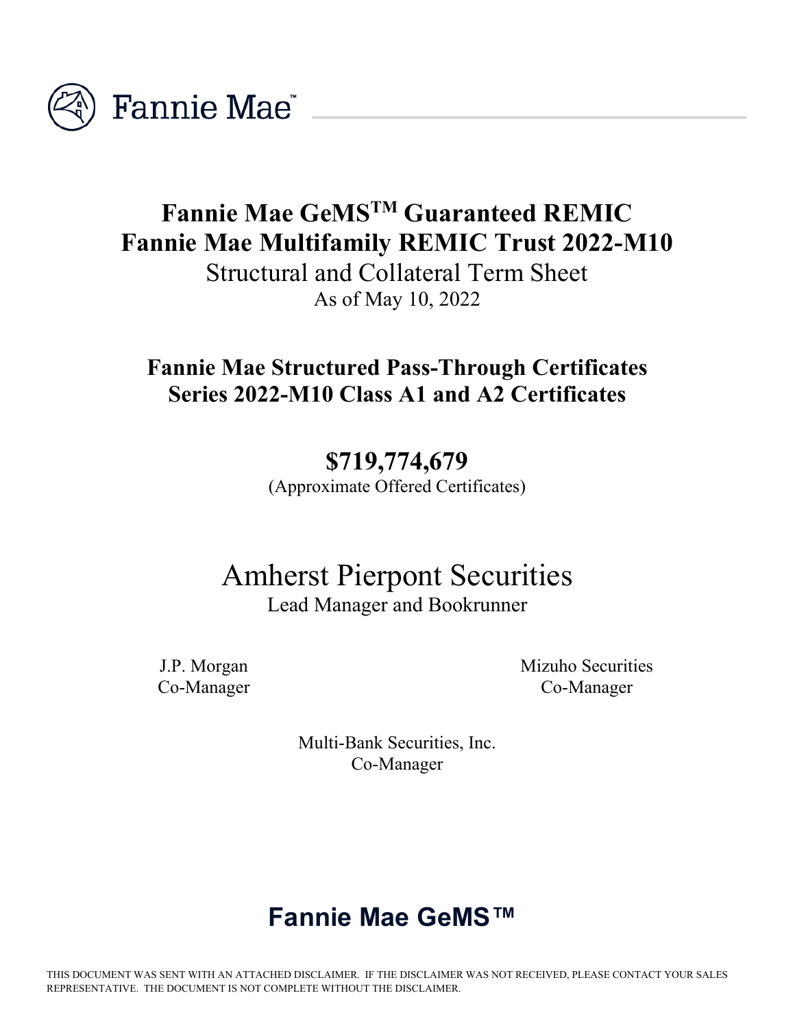Fannie Mae™

# Fannie Mae GeMS™ Guaranteed REMIC
# Fannie Mae Multifamily REMIC Trust 2022-M10

Structural and Collateral Term Sheet

As of May 10, 2022

## Fannie Mae Structured Pass-Through Certificates
## Series 2022-M10 Class A1 and A2 Certificates

**$719,774,679**

(Approximate Offered Certificates)

Amherst Pierpont Securities

Lead Manager and Bookrunner

J.P. Morgan
Co-Manager

Mizuho Securities
Co-Manager

Multi-Bank Securities, Inc.
Co-Manager

**Fannie Mae GeMS™**

THIS DOCUMENT WAS SENT WITH AN ATTACHED DISCLAIMER. IF THE DISCLAIMER WAS NOT RECEIVED, PLEASE CONTACT YOUR SALES REPRESENTATIVE. THE DOCUMENT IS NOT COMPLETE WITHOUT THE DISCLAIMER.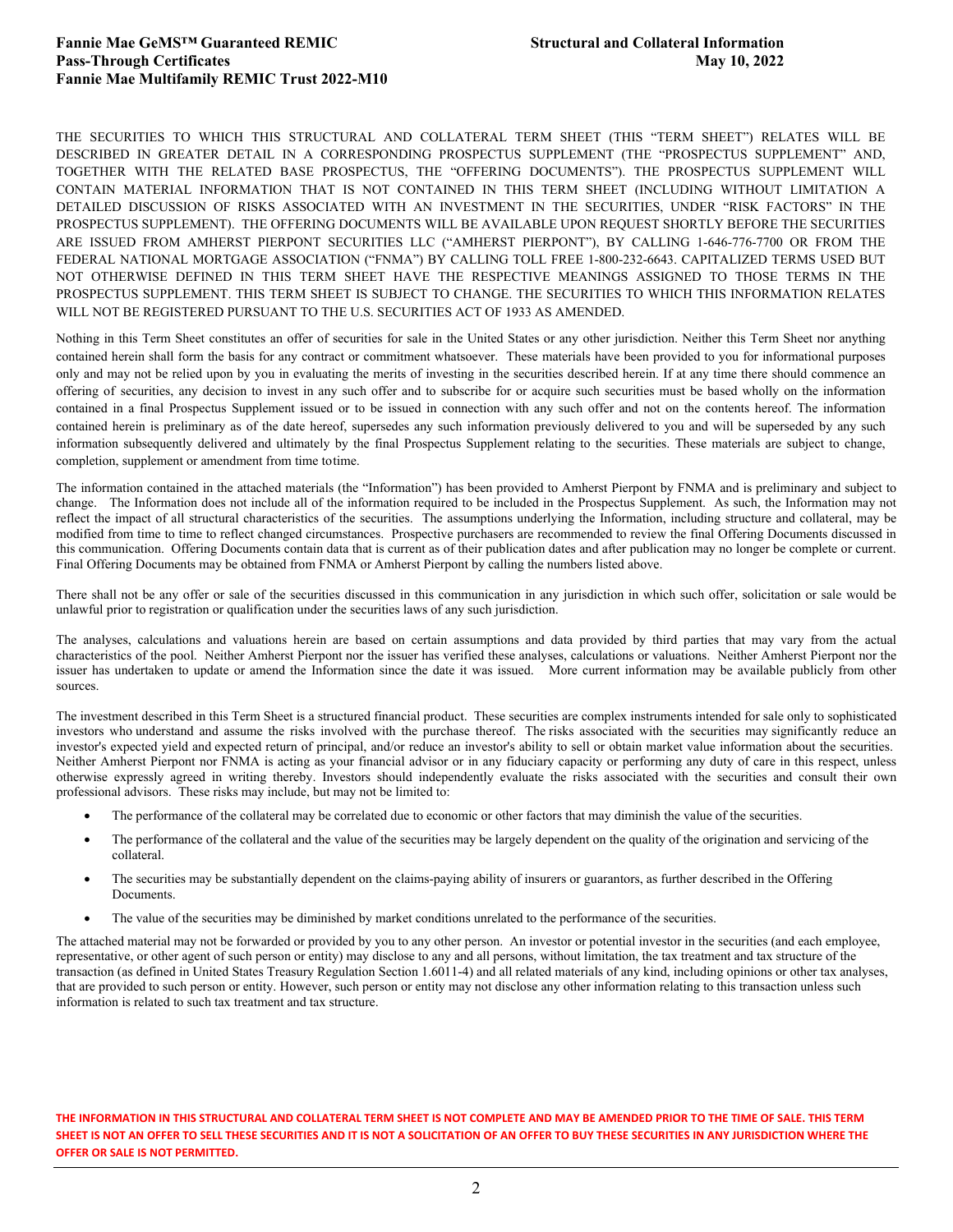THE SECURITIES TO WHICH THIS STRUCTURAL AND COLLATERAL TERM SHEET (THIS "TERM SHEET") RELATES WILL BE DESCRIBED IN GREATER DETAIL IN A CORRESPONDING PROSPECTUS SUPPLEMENT (THE "PROSPECTUS SUPPLEMENT" AND, TOGETHER WITH THE RELATED BASE PROSPECTUS, THE "OFFERING DOCUMENTS"). THE PROSPECTUS SUPPLEMENT WILL CONTAIN MATERIAL INFORMATION THAT IS NOT CONTAINED IN THIS TERM SHEET (INCLUDING WITHOUT LIMITATION A DETAILED DISCUSSION OF RISKS ASSOCIATED WITH AN INVESTMENT IN THE SECURITIES, UNDER "RISK FACTORS" IN THE PROSPECTUS SUPPLEMENT). THE OFFERING DOCUMENTS WILL BE AVAILABLE UPON REQUEST SHORTLY BEFORE THE SECURITIES ARE ISSUED FROM AMHERST PIERPONT SECURITIES LLC ("AMHERST PIERPONT"), BY CALLING 1-646-776-7700 OR FROM THE FEDERAL NATIONAL MORTGAGE ASSOCIATION ("FNMA") BY CALLING TOLL FREE 1-800-232-6643. CAPITALIZED TERMS USED BUT NOT OTHERWISE DEFINED IN THIS TERM SHEET HAVE THE RESPECTIVE MEANINGS ASSIGNED TO THOSE TERMS IN THE PROSPECTUS SUPPLEMENT. THIS TERM SHEET IS SUBJECT TO CHANGE. THE SECURITIES TO WHICH THIS INFORMATION RELATES WILL NOT BE REGISTERED PURSUANT TO THE U.S. SECURITIES ACT OF 1933 AS AMENDED.

Nothing in this Term Sheet constitutes an offer of securities for sale in the United States or any other jurisdiction. Neither this Term Sheet nor anything contained herein shall form the basis for any contract or commitment whatsoever. These materials have been provided to you for informational purposes only and may not be relied upon by you in evaluating the merits of investing in the securities described herein. If at any time there should commence an offering of securities, any decision to invest in any such offer and to subscribe for or acquire such securities must be based wholly on the information contained in a final Prospectus Supplement issued or to be issued in connection with any such offer and not on the contents hereof. The information contained herein is preliminary as of the date hereof, supersedes any such information previously delivered to you and will be superseded by any such information subsequently delivered and ultimately by the final Prospectus Supplement relating to the securities. These materials are subject to change, completion, supplement or amendment from time totime.

The information contained in the attached materials (the "Information") has been provided to Amherst Pierpont by FNMA and is preliminary and subject to change. The Information does not include all of the information required to be included in the Prospectus Supplement. As such, the Information may not reflect the impact of all structural characteristics of the securities. The assumptions underlying the Information, including structure and collateral, may be modified from time to time to reflect changed circumstances. Prospective purchasers are recommended to review the final Offering Documents discussed in this communication. Offering Documents contain data that is current as of their publication dates and after publication may no longer be complete or current. Final Offering Documents may be obtained from FNMA or Amherst Pierpont by calling the numbers listed above.

There shall not be any offer or sale of the securities discussed in this communication in any jurisdiction in which such offer, solicitation or sale would be unlawful prior to registration or qualification under the securities laws of any such jurisdiction.

The analyses, calculations and valuations herein are based on certain assumptions and data provided by third parties that may vary from the actual characteristics of the pool. Neither Amherst Pierpont nor the issuer has verified these analyses, calculations or valuations. Neither Amherst Pierpont nor the issuer has undertaken to update or amend the Information since the date it was issued. More current information may be available publicly from other sources.

The investment described in this Term Sheet is a structured financial product. These securities are complex instruments intended for sale only to sophisticated investors who understand and assume the risks involved with the purchase thereof. The risks associated with the securities may significantly reduce an investor's expected yield and expected return of principal, and/or reduce an investor's ability to sell or obtain market value information about the securities. Neither Amherst Pierpont nor FNMA is acting as your financial advisor or in any fiduciary capacity or performing any duty of care in this respect, unless otherwise expressly agreed in writing thereby. Investors should independently evaluate the risks associated with the securities and consult their own professional advisors. These risks may include, but may not be limited to:

- The performance of the collateral may be correlated due to economic or other factors that may diminish the value of the securities.
- The performance of the collateral and the value of the securities may be largely dependent on the quality of the origination and servicing of the collateral.
- The securities may be substantially dependent on the claims-paying ability of insurers or guarantors, as further described in the Offering Documents.
- The value of the securities may be diminished by market conditions unrelated to the performance of the securities.

The attached material may not be forwarded or provided by you to any other person. An investor or potential investor in the securities (and each employee, representative, or other agent of such person or entity) may disclose to any and all persons, without limitation, the tax treatment and tax structure of the transaction (as defined in United States Treasury Regulation Section 1.6011-4) and all related materials of any kind, including opinions or other tax analyses, that are provided to such person or entity. However, such person or entity may not disclose any other information relating to this transaction unless such information is related to such tax treatment and tax structure.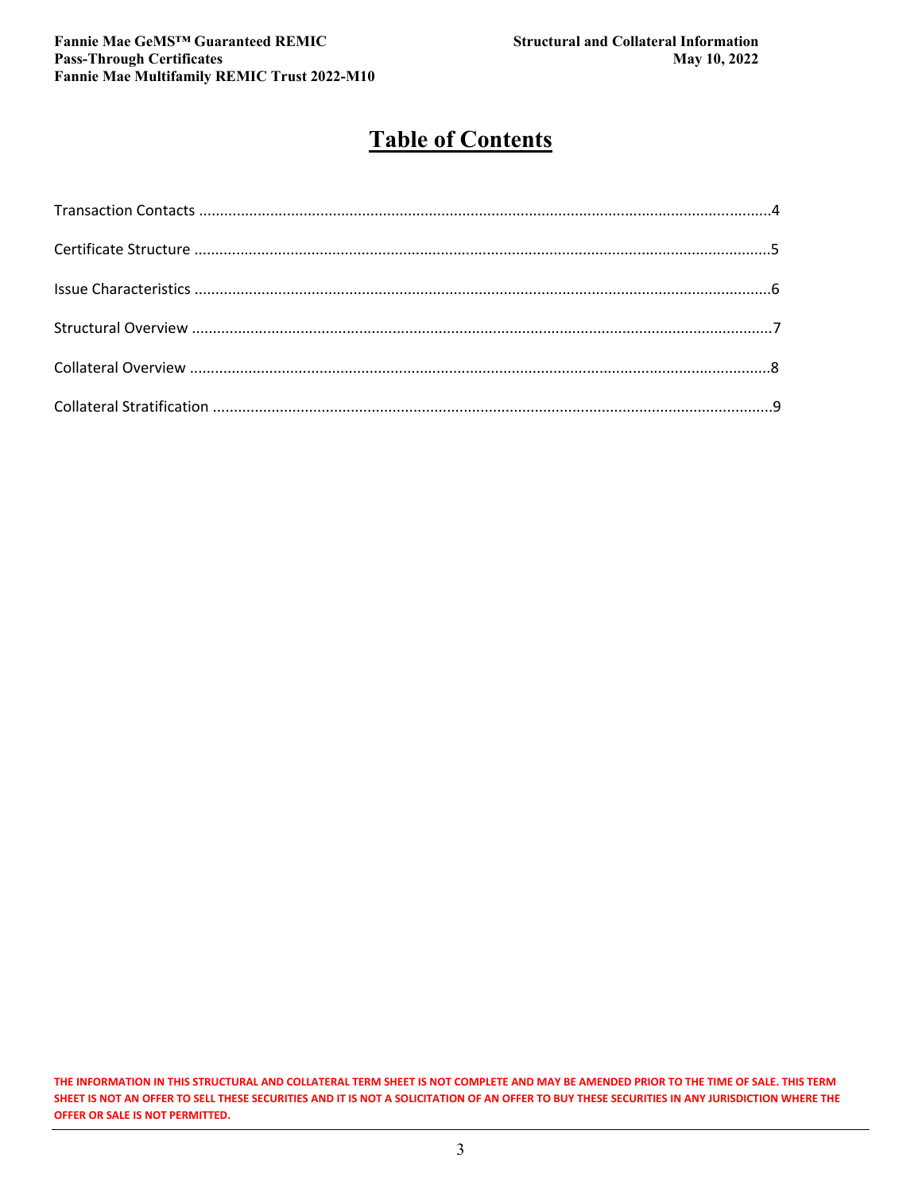# Table of Contents

Transaction Contacts .......................................................................................................................................4

Certificate Structure ........................................................................................................................................5

Issue Characteristics ........................................................................................................................................6

Structural Overview .........................................................................................................................................7

Collateral Overview .........................................................................................................................................8

Collateral Stratification .....................................................................................................................................9

**THE INFORMATION IN THIS STRUCTURAL AND COLLATERAL TERM SHEET IS NOT COMPLETE AND MAY BE AMENDED PRIOR TO THE TIME OF SALE. THIS TERM SHEET IS NOT AN OFFER TO SELL THESE SECURITIES AND IT IS NOT A SOLICITATION OF AN OFFER TO BUY THESE SECURITIES IN ANY JURISDICTION WHERE THE OFFER OR SALE IS NOT PERMITTED.**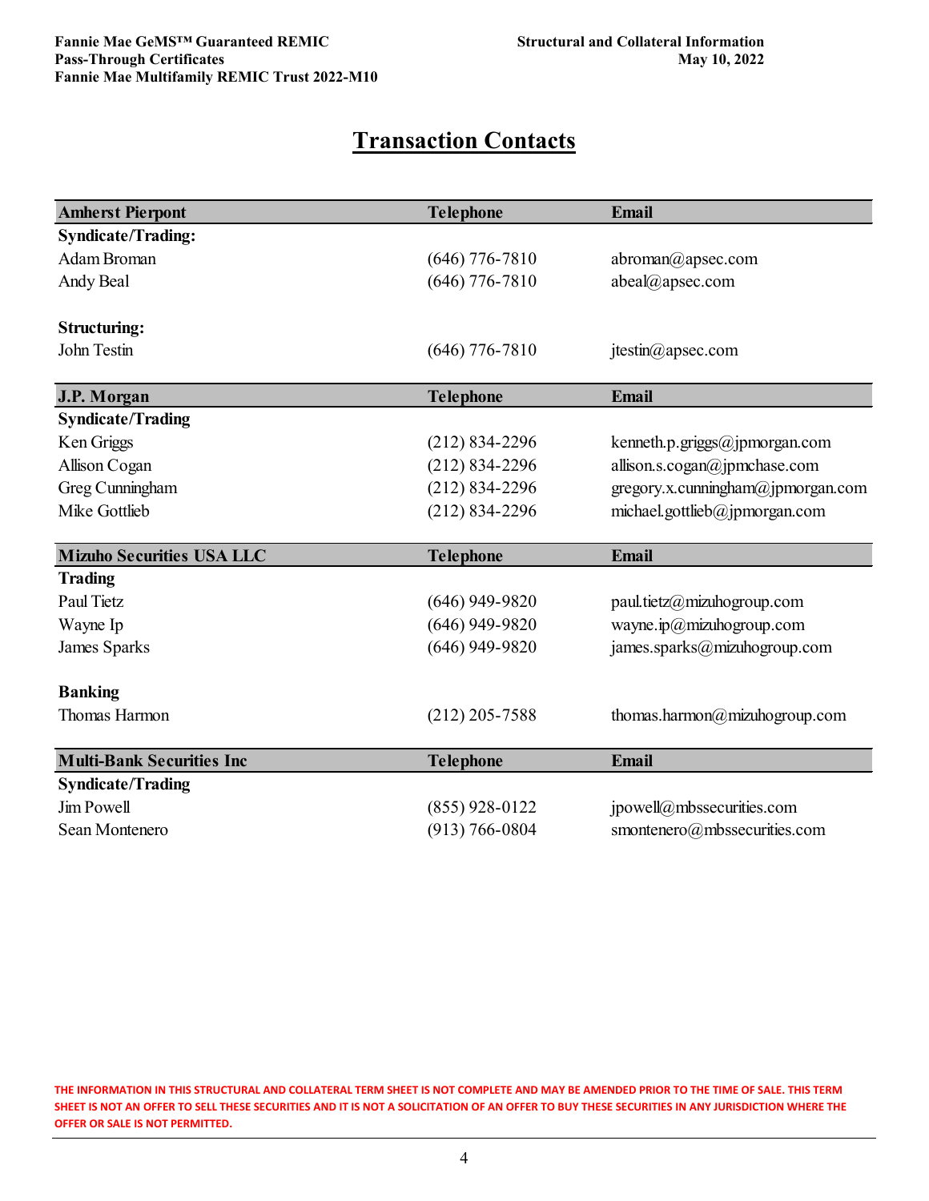# Transaction Contacts

| Amherst Pierpont | Telephone | Email |
|---|---|---|
| **Syndicate/Trading:** | | |
| Adam Broman | (646) 776-7810 | abroman@apsec.com |
| Andy Beal | (646) 776-7810 | abeal@apsec.com |
| | | |
| **Structuring:** | | |
| John Testin | (646) 776-7810 | jtestin@apsec.com |

| J.P. Morgan | Telephone | Email |
|---|---|---|
| **Syndicate/Trading** | | |
| Ken Griggs | (212) 834-2296 | kenneth.p.griggs@jpmorgan.com |
| Allison Cogan | (212) 834-2296 | allison.s.cogan@jpmchase.com |
| Greg Cunningham | (212) 834-2296 | gregory.x.cunningham@jpmorgan.com |
| Mike Gottlieb | (212) 834-2296 | michael.gottlieb@jpmorgan.com |

| Mizuho Securities USA LLC | Telephone | Email |
|---|---|---|
| **Trading** | | |
| Paul Tietz | (646) 949-9820 | paul.tietz@mizuhogroup.com |
| Wayne Ip | (646) 949-9820 | wayne.ip@mizuhogroup.com |
| James Sparks | (646) 949-9820 | james.sparks@mizuhogroup.com |
| | | |
| **Banking** | | |
| Thomas Harmon | (212) 205-7588 | thomas.harmon@mizuhogroup.com |

| Multi-Bank Securities Inc | Telephone | Email |
|---|---|---|
| **Syndicate/Trading** | | |
| Jim Powell | (855) 928-0122 | jpowell@mbssecurities.com |
| Sean Montenero | (913) 766-0804 | smontenero@mbssecurities.com |

THE INFORMATION IN THIS STRUCTURAL AND COLLATERAL TERM SHEET IS NOT COMPLETE AND MAY BE AMENDED PRIOR TO THE TIME OF SALE. THIS TERM SHEET IS NOT AN OFFER TO SELL THESE SECURITIES AND IT IS NOT A SOLICITATION OF AN OFFER TO BUY THESE SECURITIES IN ANY JURISDICTION WHERE THE OFFER OR SALE IS NOT PERMITTED.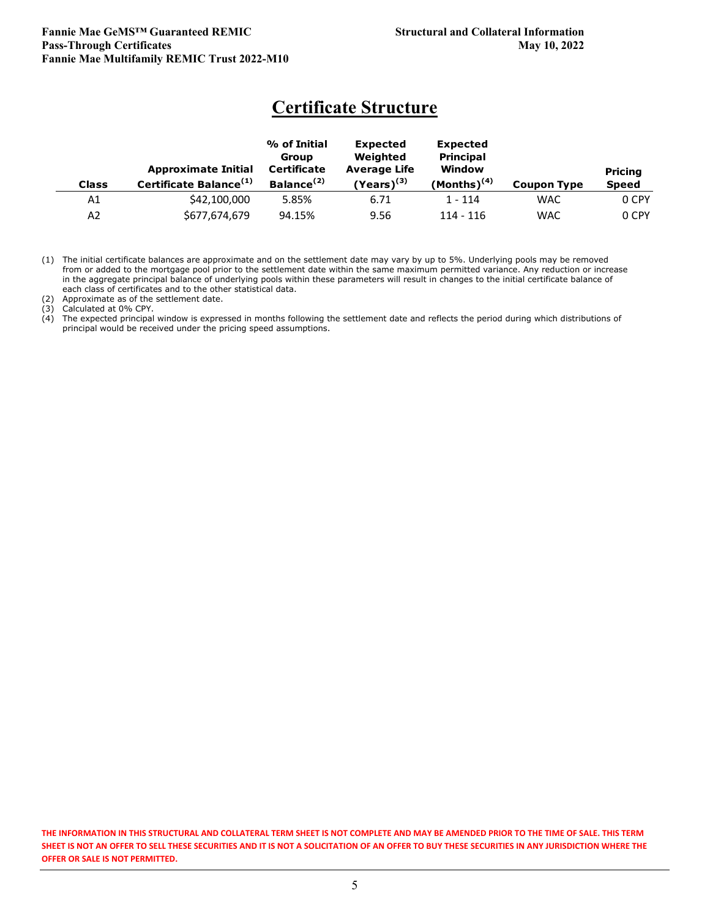# Certificate Structure

| Class | Approximate Initial Certificate Balance[(1)] | % of Initial Group Certificate Balance[(2)] | Expected Weighted Average Life (Years)[(3)] | Expected Principal Window (Months)[(4)] | Coupon Type | Pricing Speed |
|---|---|---|---|---|---|---|
| A1 | $42,100,000 | 5.85% | 6.71 | 1 - 114 | WAC | 0 CPY |
| A2 | $677,674,679 | 94.15% | 9.56 | 114 - 116 | WAC | 0 CPY |

(1) The initial certificate balances are approximate and on the settlement date may vary by up to 5%. Underlying pools may be removed from or added to the mortgage pool prior to the settlement date within the same maximum permitted variance. Any reduction or increase in the aggregate principal balance of underlying pools within these parameters will result in changes to the initial certificate balance of each class of certificates and to the other statistical data.

(2) Approximate as of the settlement date.

(3) Calculated at 0% CPY.

(4) The expected principal window is expressed in months following the settlement date and reflects the period during which distributions of principal would be received under the pricing speed assumptions.

**THE INFORMATION IN THIS STRUCTURAL AND COLLATERAL TERM SHEET IS NOT COMPLETE AND MAY BE AMENDED PRIOR TO THE TIME OF SALE. THIS TERM SHEET IS NOT AN OFFER TO SELL THESE SECURITIES AND IT IS NOT A SOLICITATION OF AN OFFER TO BUY THESE SECURITIES IN ANY JURISDICTION WHERE THE OFFER OR SALE IS NOT PERMITTED.**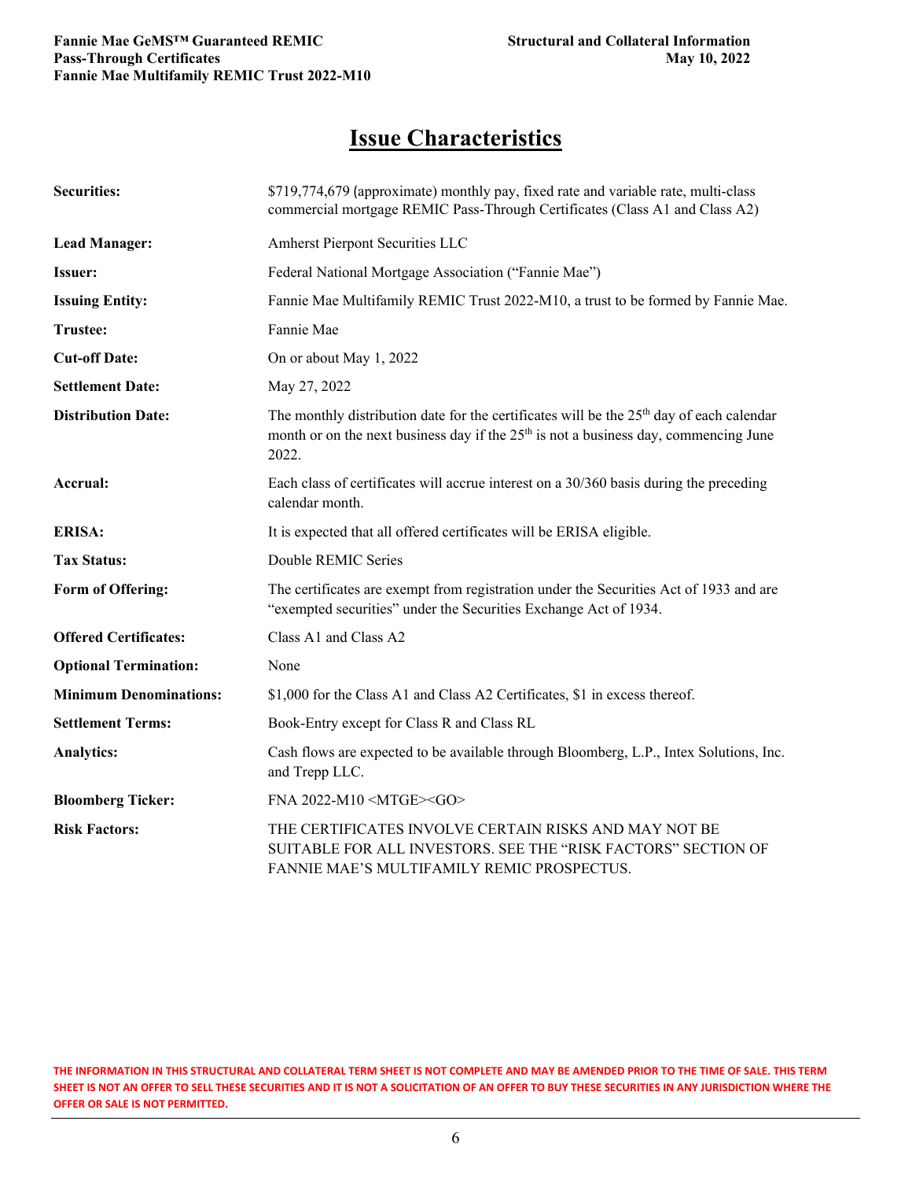# Issue Characteristics

| | |
|---|---|
| **Securities:** | $719,774,679 (approximate) monthly pay, fixed rate and variable rate, multi-class commercial mortgage REMIC Pass-Through Certificates (Class A1 and Class A2) |
| **Lead Manager:** | Amherst Pierpont Securities LLC |
| **Issuer:** | Federal National Mortgage Association ("Fannie Mae") |
| **Issuing Entity:** | Fannie Mae Multifamily REMIC Trust 2022-M10, a trust to be formed by Fannie Mae. |
| **Trustee:** | Fannie Mae |
| **Cut-off Date:** | On or about May 1, 2022 |
| **Settlement Date:** | May 27, 2022 |
| **Distribution Date:** | The monthly distribution date for the certificates will be the 25th day of each calendar month or on the next business day if the 25th is not a business day, commencing June 2022. |
| **Accrual:** | Each class of certificates will accrue interest on a 30/360 basis during the preceding calendar month. |
| **ERISA:** | It is expected that all offered certificates will be ERISA eligible. |
| **Tax Status:** | Double REMIC Series |
| **Form of Offering:** | The certificates are exempt from registration under the Securities Act of 1933 and are "exempted securities" under the Securities Exchange Act of 1934. |
| **Offered Certificates:** | Class A1 and Class A2 |
| **Optional Termination:** | None |
| **Minimum Denominations:** | $1,000 for the Class A1 and Class A2 Certificates, $1 in excess thereof. |
| **Settlement Terms:** | Book-Entry except for Class R and Class RL |
| **Analytics:** | Cash flows are expected to be available through Bloomberg, L.P., Intex Solutions, Inc. and Trepp LLC. |
| **Bloomberg Ticker:** | FNA 2022-M10 <MTGE><GO> |
| **Risk Factors:** | THE CERTIFICATES INVOLVE CERTAIN RISKS AND MAY NOT BE SUITABLE FOR ALL INVESTORS. SEE THE "RISK FACTORS" SECTION OF FANNIE MAE'S MULTIFAMILY REMIC PROSPECTUS. |

THE INFORMATION IN THIS STRUCTURAL AND COLLATERAL TERM SHEET IS NOT COMPLETE AND MAY BE AMENDED PRIOR TO THE TIME OF SALE. THIS TERM SHEET IS NOT AN OFFER TO SELL THESE SECURITIES AND IT IS NOT A SOLICITATION OF AN OFFER TO BUY THESE SECURITIES IN ANY JURISDICTION WHERE THE OFFER OR SALE IS NOT PERMITTED.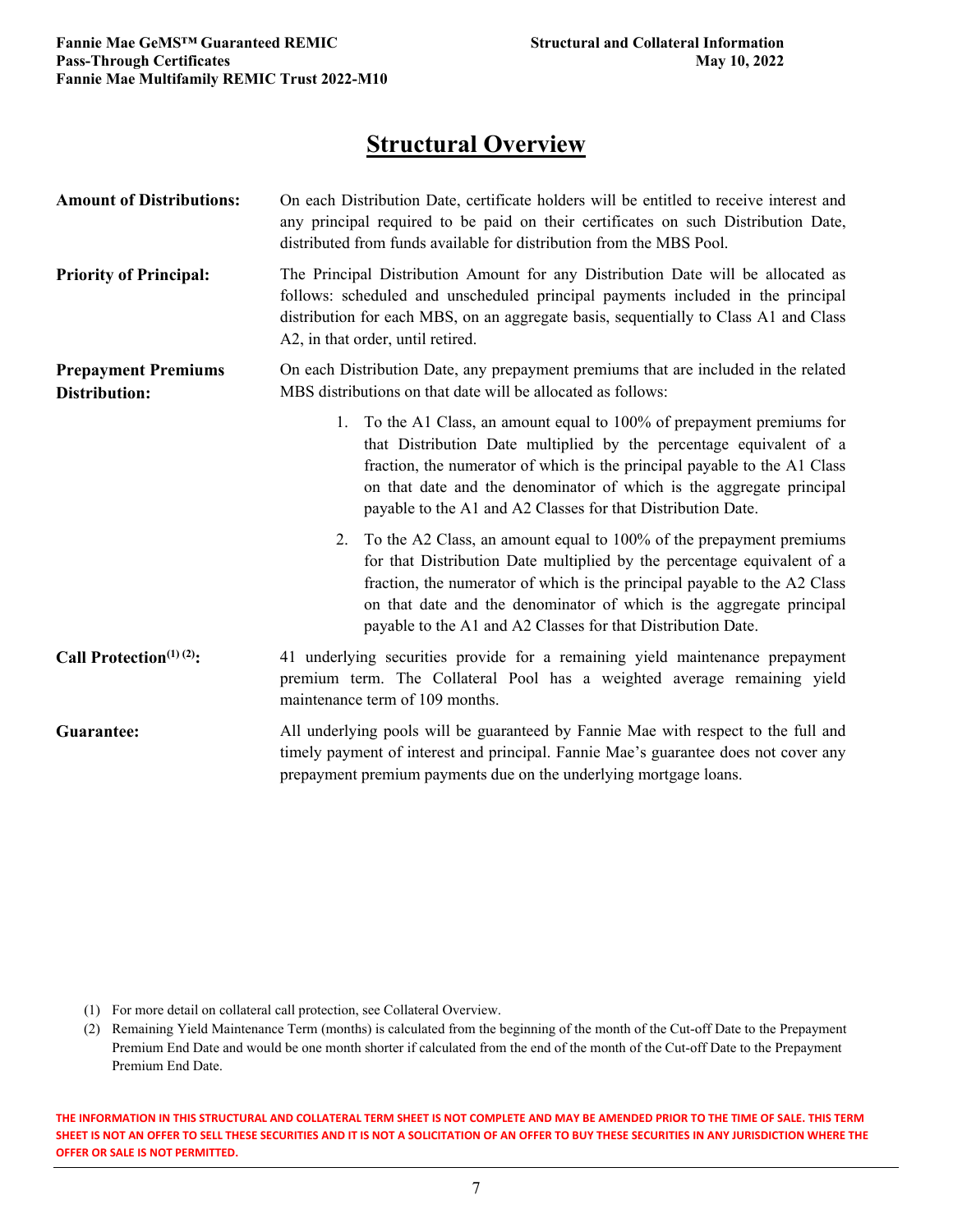# Structural Overview

**Amount of Distributions:** On each Distribution Date, certificate holders will be entitled to receive interest and any principal required to be paid on their certificates on such Distribution Date, distributed from funds available for distribution from the MBS Pool.

**Priority of Principal:** The Principal Distribution Amount for any Distribution Date will be allocated as follows: scheduled and unscheduled principal payments included in the principal distribution for each MBS, on an aggregate basis, sequentially to Class A1 and Class A2, in that order, until retired.

**Prepayment Premiums Distribution:** On each Distribution Date, any prepayment premiums that are included in the related MBS distributions on that date will be allocated as follows:

1. To the A1 Class, an amount equal to 100% of prepayment premiums for that Distribution Date multiplied by the percentage equivalent of a fraction, the numerator of which is the principal payable to the A1 Class on that date and the denominator of which is the aggregate principal payable to the A1 and A2 Classes for that Distribution Date.
2. To the A2 Class, an amount equal to 100% of the prepayment premiums for that Distribution Date multiplied by the percentage equivalent of a fraction, the numerator of which is the principal payable to the A2 Class on that date and the denominator of which is the aggregate principal payable to the A1 and A2 Classes for that Distribution Date.

**Call Protection[(1) (2)]:** 41 underlying securities provide for a remaining yield maintenance prepayment premium term. The Collateral Pool has a weighted average remaining yield maintenance term of 109 months.

**Guarantee:** All underlying pools will be guaranteed by Fannie Mae with respect to the full and timely payment of interest and principal. Fannie Mae's guarantee does not cover any prepayment premium payments due on the underlying mortgage loans.

(1) For more detail on collateral call protection, see Collateral Overview.

(2) Remaining Yield Maintenance Term (months) is calculated from the beginning of the month of the Cut-off Date to the Prepayment Premium End Date and would be one month shorter if calculated from the end of the month of the Cut-off Date to the Prepayment Premium End Date.

THE INFORMATION IN THIS STRUCTURAL AND COLLATERAL TERM SHEET IS NOT COMPLETE AND MAY BE AMENDED PRIOR TO THE TIME OF SALE. THIS TERM SHEET IS NOT AN OFFER TO SELL THESE SECURITIES AND IT IS NOT A SOLICITATION OF AN OFFER TO BUY THESE SECURITIES IN ANY JURISDICTION WHERE THE OFFER OR SALE IS NOT PERMITTED.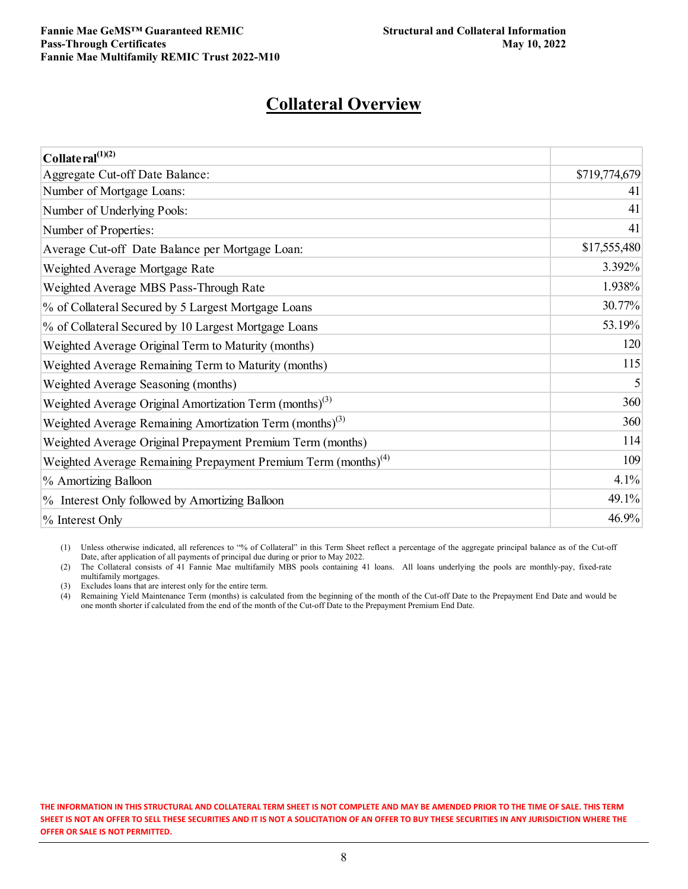## Collateral Overview

| Collateral[(1)(2)] | |
|---|---|
| Aggregate Cut-off Date Balance: | $719,774,679 |
| Number of Mortgage Loans: | 41 |
| Number of Underlying Pools: | 41 |
| Number of Properties: | 41 |
| Average Cut-off Date Balance per Mortgage Loan: | $17,555,480 |
| Weighted Average Mortgage Rate | 3.392% |
| Weighted Average MBS Pass-Through Rate | 1.938% |
| % of Collateral Secured by 5 Largest Mortgage Loans | 30.77% |
| % of Collateral Secured by 10 Largest Mortgage Loans | 53.19% |
| Weighted Average Original Term to Maturity (months) | 120 |
| Weighted Average Remaining Term to Maturity (months) | 115 |
| Weighted Average Seasoning (months) | 5 |
| Weighted Average Original Amortization Term (months)[(3)] | 360 |
| Weighted Average Remaining Amortization Term (months)[(3)] | 360 |
| Weighted Average Original Prepayment Premium Term (months) | 114 |
| Weighted Average Remaining Prepayment Premium Term (months)[(4)] | 109 |
| % Amortizing Balloon | 4.1% |
| % Interest Only followed by Amortizing Balloon | 49.1% |
| % Interest Only | 46.9% |

(1) Unless otherwise indicated, all references to "% of Collateral" in this Term Sheet reflect a percentage of the aggregate principal balance as of the Cut-off Date, after application of all payments of principal due during or prior to May 2022.

(2) The Collateral consists of 41 Fannie Mae multifamily MBS pools containing 41 loans. All loans underlying the pools are monthly-pay, fixed-rate multifamily mortgages.

(3) Excludes loans that are interest only for the entire term.

(4) Remaining Yield Maintenance Term (months) is calculated from the beginning of the month of the Cut-off Date to the Prepayment End Date and would be one month shorter if calculated from the end of the month of the Cut-off Date to the Prepayment Premium End Date.

THE INFORMATION IN THIS STRUCTURAL AND COLLATERAL TERM SHEET IS NOT COMPLETE AND MAY BE AMENDED PRIOR TO THE TIME OF SALE. THIS TERM SHEET IS NOT AN OFFER TO SELL THESE SECURITIES AND IT IS NOT A SOLICITATION OF AN OFFER TO BUY THESE SECURITIES IN ANY JURISDICTION WHERE THE OFFER OR SALE IS NOT PERMITTED.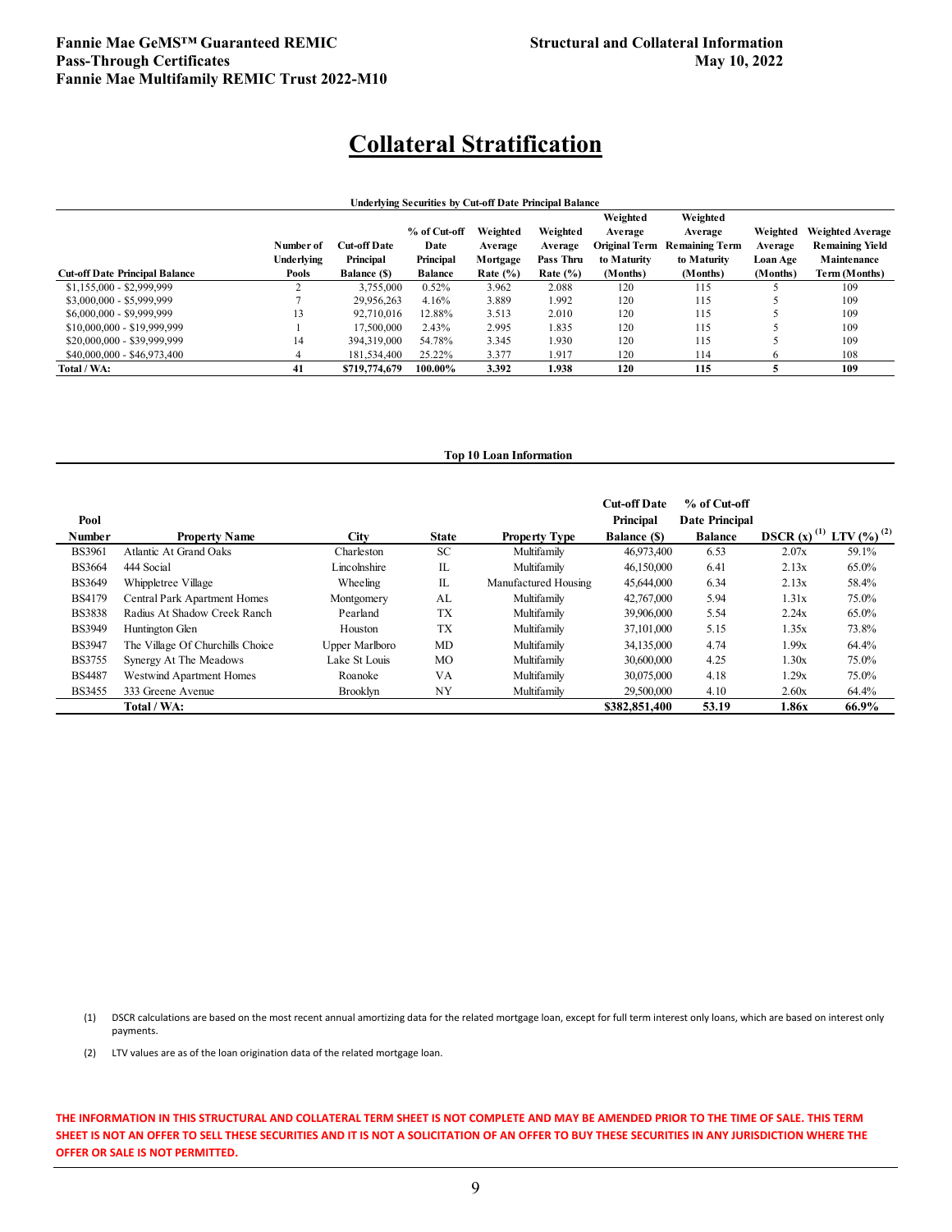# Collateral Stratification

**Underlying Securities by Cut-off Date Principal Balance**

| Cut-off Date Principal Balance | Number of Underlying Pools | Cut-off Date Principal Balance ($) | % of Cut-off Date Principal Balance | Weighted Average Mortgage Rate (%) | Weighted Average Pass Thru Rate (%) | Weighted Average Original Term to Maturity (Months) | Weighted Average Remaining Term to Maturity (Months) | Weighted Average Loan Age (Months) | Weighted Average Remaining Yield Maintenance Term (Months) |
|---|---|---|---|---|---|---|---|---|---|
| $1,155,000 - $2,999,999 | 2 | 3,755,000 | 0.52% | 3.962 | 2.088 | 120 | 115 | 5 | 109 |
| $3,000,000 - $5,999,999 | 7 | 29,956,263 | 4.16% | 3.889 | 1.992 | 120 | 115 | 5 | 109 |
| $6,000,000 - $9,999,999 | 13 | 92,710,016 | 12.88% | 3.513 | 2.010 | 120 | 115 | 5 | 109 |
| $10,000,000 - $19,999,999 | 1 | 17,500,000 | 2.43% | 2.995 | 1.835 | 120 | 115 | 5 | 109 |
| $20,000,000 - $39,999,999 | 14 | 394,319,000 | 54.78% | 3.345 | 1.930 | 120 | 115 | 5 | 109 |
| $40,000,000 - $46,973,400 | 4 | 181,534,400 | 25.22% | 3.377 | 1.917 | 120 | 114 | 6 | 108 |
| **Total / WA:** | **41** | **$719,774,679** | **100.00%** | **3.392** | **1.938** | **120** | **115** | **5** | **109** |

**Top 10 Loan Information**

| Pool Number | Property Name | City | State | Property Type | Cut-off Date Principal Balance ($) | % of Cut-off Date Principal Balance | DSCR (x) [(1)] | LTV (%) [(2)] |
|---|---|---|---|---|---|---|---|---|
| BS3961 | Atlantic At Grand Oaks | Charleston | SC | Multifamily | 46,973,400 | 6.53 | 2.07x | 59.1% |
| BS3664 | 444 Social | Lincolnshire | IL | Multifamily | 46,150,000 | 6.41 | 2.13x | 65.0% |
| BS3649 | Whippletree Village | Wheeling | IL | Manufactured Housing | 45,644,000 | 6.34 | 2.13x | 58.4% |
| BS4179 | Central Park Apartment Homes | Montgomery | AL | Multifamily | 42,767,000 | 5.94 | 1.31x | 75.0% |
| BS3838 | Radius At Shadow Creek Ranch | Pearland | TX | Multifamily | 39,906,000 | 5.54 | 2.24x | 65.0% |
| BS3949 | Huntington Glen | Houston | TX | Multifamily | 37,101,000 | 5.15 | 1.35x | 73.8% |
| BS3947 | The Village Of Churchills Choice | Upper Marlboro | MD | Multifamily | 34,135,000 | 4.74 | 1.99x | 64.4% |
| BS3755 | Synergy At The Meadows | Lake St Louis | MO | Multifamily | 30,600,000 | 4.25 | 1.30x | 75.0% |
| BS4487 | Westwind Apartment Homes | Roanoke | VA | Multifamily | 30,075,000 | 4.18 | 1.29x | 75.0% |
| BS3455 | 333 Greene Avenue | Brooklyn | NY | Multifamily | 29,500,000 | 4.10 | 2.60x | 64.4% |
| | **Total / WA:** | | | | **$382,851,400** | **53.19** | **1.86x** | **66.9%** |

(1) DSCR calculations are based on the most recent annual amortizing data for the related mortgage loan, except for full term interest only loans, which are based on interest only payments.

(2) LTV values are as of the loan origination data of the related mortgage loan.

**THE INFORMATION IN THIS STRUCTURAL AND COLLATERAL TERM SHEET IS NOT COMPLETE AND MAY BE AMENDED PRIOR TO THE TIME OF SALE. THIS TERM SHEET IS NOT AN OFFER TO SELL THESE SECURITIES AND IT IS NOT A SOLICITATION OF AN OFFER TO BUY THESE SECURITIES IN ANY JURISDICTION WHERE THE OFFER OR SALE IS NOT PERMITTED.**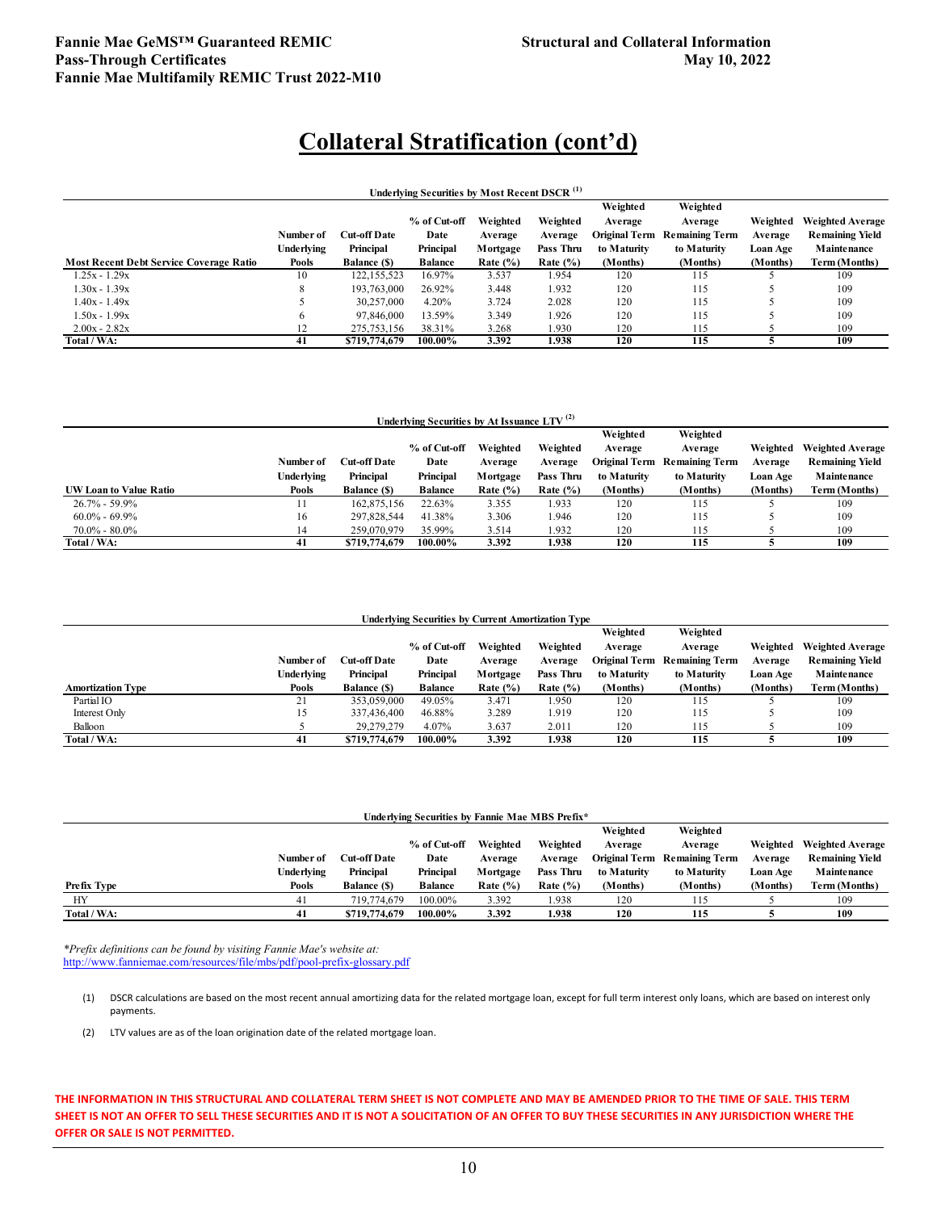# Collateral Stratification (cont'd)

**Underlying Securities by Most Recent DSCR (1)**

| Most Recent Debt Service Coverage Ratio | Number of Underlying Pools | Cut-off Date Principal Balance ($) | % of Cut-off Date Principal Balance | Weighted Average Mortgage Rate (%) | Weighted Average Pass Thru Rate (%) | Weighted Average Original Term to Maturity (Months) | Weighted Average Remaining Term to Maturity (Months) | Weighted Average Loan Age (Months) | Weighted Average Remaining Yield Maintenance Term (Months) |
|---|---|---|---|---|---|---|---|---|---|
| 1.25x - 1.29x | 10 | 122,155,523 | 16.97% | 3.537 | 1.954 | 120 | 115 | 5 | 109 |
| 1.30x - 1.39x | 8 | 193,763,000 | 26.92% | 3.448 | 1.932 | 120 | 115 | 5 | 109 |
| 1.40x - 1.49x | 5 | 30,257,000 | 4.20% | 3.724 | 2.028 | 120 | 115 | 5 | 109 |
| 1.50x - 1.99x | 6 | 97,846,000 | 13.59% | 3.349 | 1.926 | 120 | 115 | 5 | 109 |
| 2.00x - 2.82x | 12 | 275,753,156 | 38.31% | 3.268 | 1.930 | 120 | 115 | 5 | 109 |
| **Total / WA:** | **41** | **$719,774,679** | **100.00%** | **3.392** | **1.938** | **120** | **115** | **5** | **109** |

**Underlying Securities by At Issuance LTV (2)**

| UW Loan to Value Ratio | Number of Underlying Pools | Cut-off Date Principal Balance ($) | % of Cut-off Date Principal Balance | Weighted Average Mortgage Rate (%) | Weighted Average Pass Thru Rate (%) | Weighted Average Original Term to Maturity (Months) | Weighted Average Remaining Term to Maturity (Months) | Weighted Average Loan Age (Months) | Weighted Average Remaining Yield Maintenance Term (Months) |
|---|---|---|---|---|---|---|---|---|---|
| 26.7% - 59.9% | 11 | 162,875,156 | 22.63% | 3.355 | 1.933 | 120 | 115 | 5 | 109 |
| 60.0% - 69.9% | 16 | 297,828,544 | 41.38% | 3.306 | 1.946 | 120 | 115 | 5 | 109 |
| 70.0% - 80.0% | 14 | 259,070,979 | 35.99% | 3.514 | 1.932 | 120 | 115 | 5 | 109 |
| **Total / WA:** | **41** | **$719,774,679** | **100.00%** | **3.392** | **1.938** | **120** | **115** | **5** | **109** |

**Underlying Securities by Current Amortization Type**

| Amortization Type | Number of Underlying Pools | Cut-off Date Principal Balance ($) | % of Cut-off Date Principal Balance | Weighted Average Mortgage Rate (%) | Weighted Average Pass Thru Rate (%) | Weighted Average Original Term to Maturity (Months) | Weighted Average Remaining Term to Maturity (Months) | Weighted Average Loan Age (Months) | Weighted Average Remaining Yield Maintenance Term (Months) |
|---|---|---|---|---|---|---|---|---|---|
| Partial IO | 21 | 353,059,000 | 49.05% | 3.471 | 1.950 | 120 | 115 | 5 | 109 |
| Interest Only | 15 | 337,436,400 | 46.88% | 3.289 | 1.919 | 120 | 115 | 5 | 109 |
| Balloon | 5 | 29,279,279 | 4.07% | 3.637 | 2.011 | 120 | 115 | 5 | 109 |
| **Total / WA:** | **41** | **$719,774,679** | **100.00%** | **3.392** | **1.938** | **120** | **115** | **5** | **109** |

**Underlying Securities by Fannie Mae MBS Prefix***

| Prefix Type | Number of Underlying Pools | Cut-off Date Principal Balance ($) | % of Cut-off Date Principal Balance | Weighted Average Mortgage Rate (%) | Weighted Average Pass Thru Rate (%) | Weighted Average Original Term to Maturity (Months) | Weighted Average Remaining Term to Maturity (Months) | Weighted Average Loan Age (Months) | Weighted Average Remaining Yield Maintenance Term (Months) |
|---|---|---|---|---|---|---|---|---|---|
| HY | 41 | 719,774,679 | 100.00% | 3.392 | 1.938 | 120 | 115 | 5 | 109 |
| **Total / WA:** | **41** | **$719,774,679** | **100.00%** | **3.392** | **1.938** | **120** | **115** | **5** | **109** |

*Prefix definitions can be found by visiting Fannie Mae's website at:*
http://www.fanniemae.com/resources/file/mbs/pdf/pool-prefix-glossary.pdf

(1) DSCR calculations are based on the most recent annual amortizing data for the related mortgage loan, except for full term interest only loans, which are based on interest only payments.

(2) LTV values are as of the loan origination date of the related mortgage loan.

**THE INFORMATION IN THIS STRUCTURAL AND COLLATERAL TERM SHEET IS NOT COMPLETE AND MAY BE AMENDED PRIOR TO THE TIME OF SALE. THIS TERM SHEET IS NOT AN OFFER TO SELL THESE SECURITIES AND IT IS NOT A SOLICITATION OF AN OFFER TO BUY THESE SECURITIES IN ANY JURISDICTION WHERE THE OFFER OR SALE IS NOT PERMITTED.**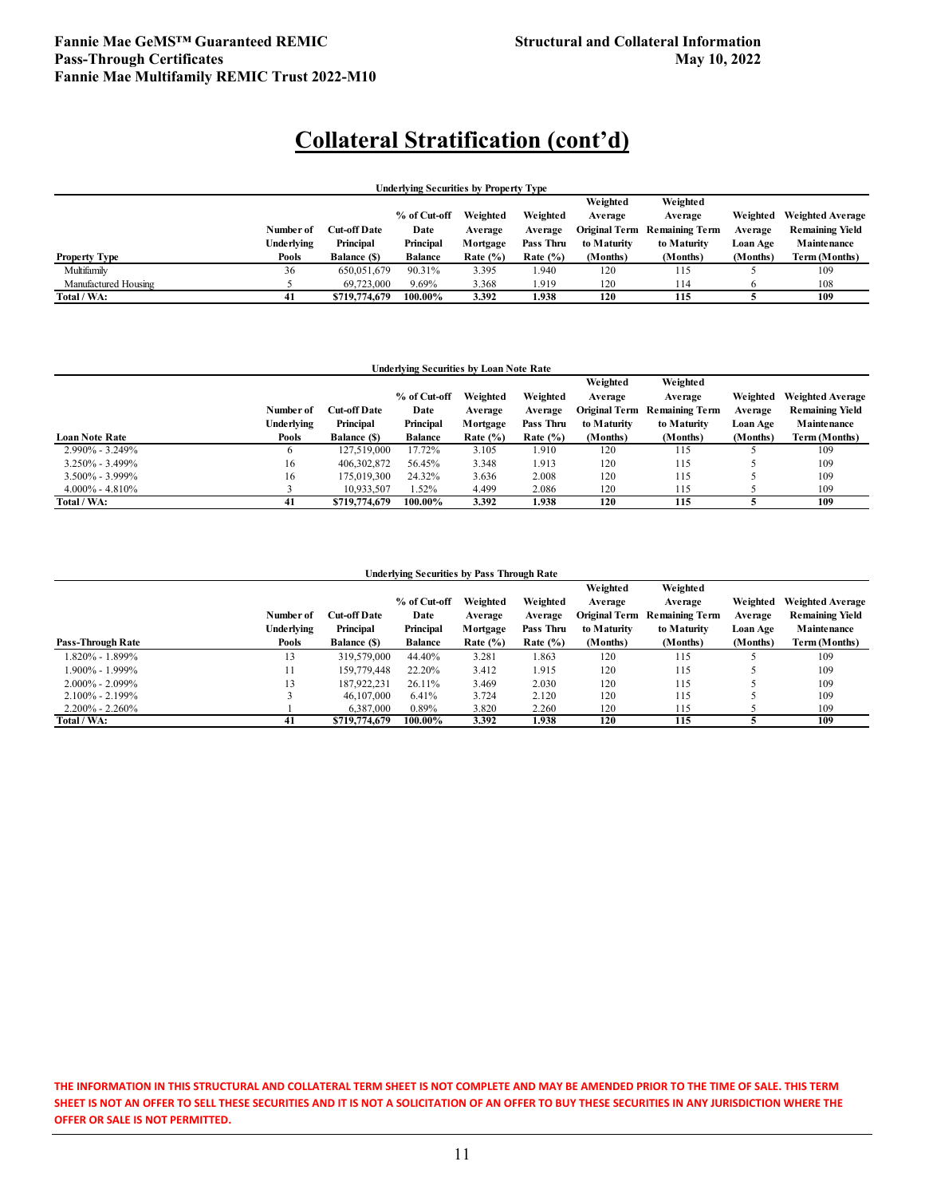# Collateral Stratification (cont'd)

**Underlying Securities by Property Type**

| Property Type | Number of Underlying Pools | Cut-off Date Principal Balance ($) | % of Cut-off Date Principal Balance | Weighted Average Mortgage Rate (%) | Weighted Average Pass Thru Rate (%) | Weighted Average Original Term to Maturity (Months) | Weighted Average Remaining Term to Maturity (Months) | Weighted Average Loan Age (Months) | Weighted Average Remaining Yield Maintenance Term (Months) |
|---|---|---|---|---|---|---|---|---|---|
| Multifamily | 36 | 650,051,679 | 90.31% | 3.395 | 1.940 | 120 | 115 | 5 | 109 |
| Manufactured Housing | 5 | 69,723,000 | 9.69% | 3.368 | 1.919 | 120 | 114 | 6 | 108 |
| **Total / WA:** | **41** | **$719,774,679** | **100.00%** | **3.392** | **1.938** | **120** | **115** | **5** | **109** |

**Underlying Securities by Loan Note Rate**

| Loan Note Rate | Number of Underlying Pools | Cut-off Date Principal Balance ($) | % of Cut-off Date Principal Balance | Weighted Average Mortgage Rate (%) | Weighted Average Pass Thru Rate (%) | Weighted Average Original Term to Maturity (Months) | Weighted Average Remaining Term to Maturity (Months) | Weighted Average Loan Age (Months) | Weighted Average Remaining Yield Maintenance Term (Months) |
|---|---|---|---|---|---|---|---|---|---|
| 2.990% - 3.249% | 6 | 127,519,000 | 17.72% | 3.105 | 1.910 | 120 | 115 | 5 | 109 |
| 3.250% - 3.499% | 16 | 406,302,872 | 56.45% | 3.348 | 1.913 | 120 | 115 | 5 | 109 |
| 3.500% - 3.999% | 16 | 175,019,300 | 24.32% | 3.636 | 2.008 | 120 | 115 | 5 | 109 |
| 4.000% - 4.810% | 3 | 10,933,507 | 1.52% | 4.499 | 2.086 | 120 | 115 | 5 | 109 |
| **Total / WA:** | **41** | **$719,774,679** | **100.00%** | **3.392** | **1.938** | **120** | **115** | **5** | **109** |

**Underlying Securities by Pass Through Rate**

| Pass-Through Rate | Number of Underlying Pools | Cut-off Date Principal Balance ($) | % of Cut-off Date Principal Balance | Weighted Average Mortgage Rate (%) | Weighted Average Pass Thru Rate (%) | Weighted Average Original Term to Maturity (Months) | Weighted Average Remaining Term to Maturity (Months) | Weighted Average Loan Age (Months) | Weighted Average Remaining Yield Maintenance Term (Months) |
|---|---|---|---|---|---|---|---|---|---|
| 1.820% - 1.899% | 13 | 319,579,000 | 44.40% | 3.281 | 1.863 | 120 | 115 | 5 | 109 |
| 1.900% - 1.999% | 11 | 159,779,448 | 22.20% | 3.412 | 1.915 | 120 | 115 | 5 | 109 |
| 2.000% - 2.099% | 13 | 187,922,231 | 26.11% | 3.469 | 2.030 | 120 | 115 | 5 | 109 |
| 2.100% - 2.199% | 3 | 46,107,000 | 6.41% | 3.724 | 2.120 | 120 | 115 | 5 | 109 |
| 2.200% - 2.260% | 1 | 6,387,000 | 0.89% | 3.820 | 2.260 | 120 | 115 | 5 | 109 |
| **Total / WA:** | **41** | **$719,774,679** | **100.00%** | **3.392** | **1.938** | **120** | **115** | **5** | **109** |

**THE INFORMATION IN THIS STRUCTURAL AND COLLATERAL TERM SHEET IS NOT COMPLETE AND MAY BE AMENDED PRIOR TO THE TIME OF SALE. THIS TERM SHEET IS NOT AN OFFER TO SELL THESE SECURITIES AND IT IS NOT A SOLICITATION OF AN OFFER TO BUY THESE SECURITIES IN ANY JURISDICTION WHERE THE OFFER OR SALE IS NOT PERMITTED.**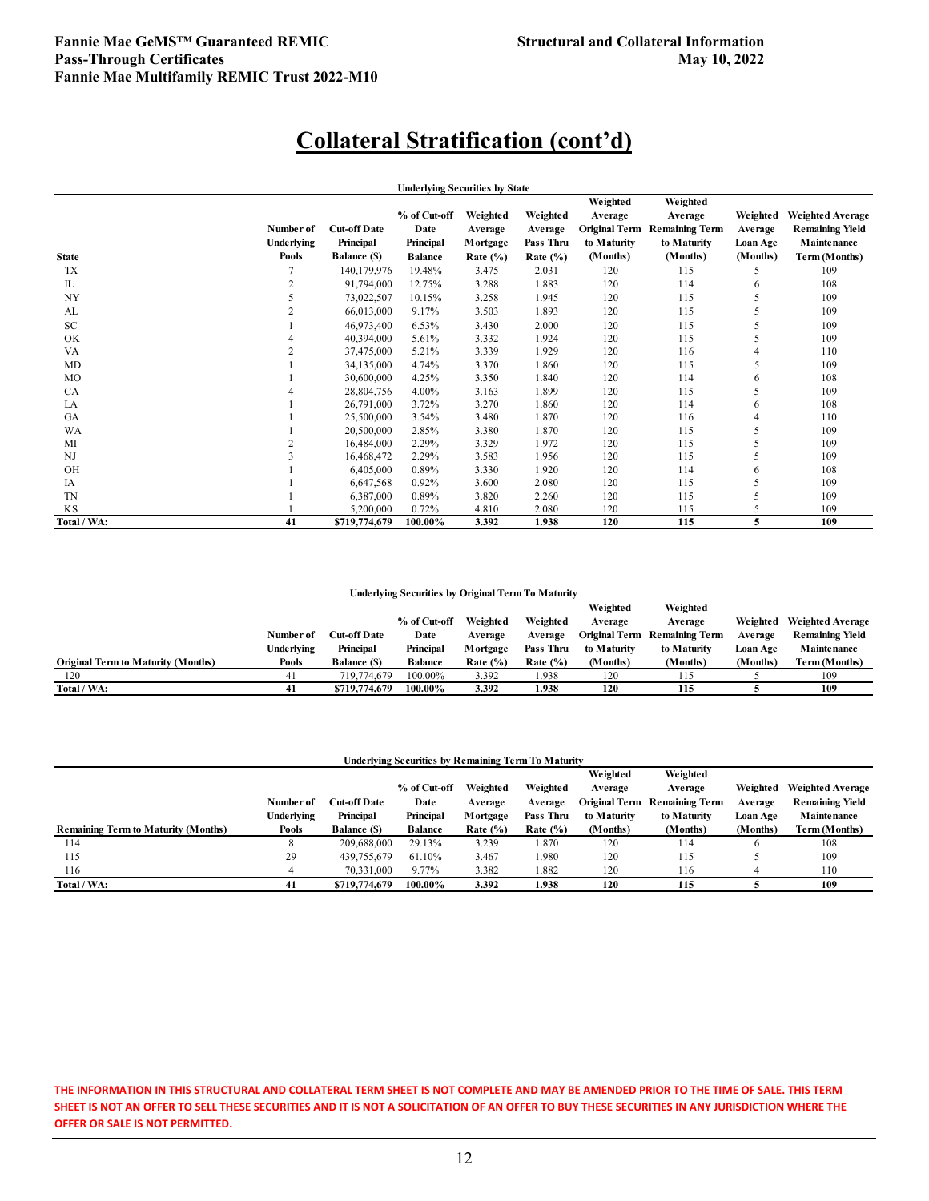# Collateral Stratification (cont'd)

**Underlying Securities by State**

| State | Number of Underlying Pools | Cut-off Date Principal Balance ($) | % of Cut-off Date Principal Balance | Weighted Average Mortgage Rate (%) | Weighted Average Pass Thru Rate (%) | Weighted Average Original Term to Maturity (Months) | Weighted Average Remaining Term to Maturity (Months) | Weighted Average Loan Age (Months) | Weighted Average Remaining Yield Maintenance Term (Months) |
|---|---|---|---|---|---|---|---|---|---|
| TX | 7 | 140,179,976 | 19.48% | 3.475 | 2.031 | 120 | 115 | 5 | 109 |
| IL | 2 | 91,794,000 | 12.75% | 3.288 | 1.883 | 120 | 114 | 6 | 108 |
| NY | 5 | 73,022,507 | 10.15% | 3.258 | 1.945 | 120 | 115 | 5 | 109 |
| AL | 2 | 66,013,000 | 9.17% | 3.503 | 1.893 | 120 | 115 | 5 | 109 |
| SC | 1 | 46,973,400 | 6.53% | 3.430 | 2.000 | 120 | 115 | 5 | 109 |
| OK | 4 | 40,394,000 | 5.61% | 3.332 | 1.924 | 120 | 115 | 5 | 109 |
| VA | 2 | 37,475,000 | 5.21% | 3.339 | 1.929 | 120 | 116 | 4 | 110 |
| MD | 1 | 34,135,000 | 4.74% | 3.370 | 1.860 | 120 | 115 | 5 | 109 |
| MO | 1 | 30,600,000 | 4.25% | 3.350 | 1.840 | 120 | 114 | 6 | 108 |
| CA | 4 | 28,804,756 | 4.00% | 3.163 | 1.899 | 120 | 115 | 5 | 109 |
| LA | 1 | 26,791,000 | 3.72% | 3.270 | 1.860 | 120 | 114 | 6 | 108 |
| GA | 1 | 25,500,000 | 3.54% | 3.480 | 1.870 | 120 | 116 | 4 | 110 |
| WA | 1 | 20,500,000 | 2.85% | 3.380 | 1.870 | 120 | 115 | 5 | 109 |
| MI | 2 | 16,484,000 | 2.29% | 3.329 | 1.972 | 120 | 115 | 5 | 109 |
| NJ | 3 | 16,468,472 | 2.29% | 3.583 | 1.956 | 120 | 115 | 5 | 109 |
| OH | 1 | 6,405,000 | 0.89% | 3.330 | 1.920 | 120 | 114 | 6 | 108 |
| IA | 1 | 6,647,568 | 0.92% | 3.600 | 2.080 | 120 | 115 | 5 | 109 |
| TN | 1 | 6,387,000 | 0.89% | 3.820 | 2.260 | 120 | 115 | 5 | 109 |
| KS | 1 | 5,200,000 | 0.72% | 4.810 | 2.080 | 120 | 115 | 5 | 109 |
| **Total / WA:** | **41** | **$719,774,679** | **100.00%** | **3.392** | **1.938** | **120** | **115** | **5** | **109** |

**Underlying Securities by Original Term To Maturity**

| Original Term to Maturity (Months) | Number of Underlying Pools | Cut-off Date Principal Balance ($) | % of Cut-off Date Principal Balance | Weighted Average Mortgage Rate (%) | Weighted Average Pass Thru Rate (%) | Weighted Average Original Term to Maturity (Months) | Weighted Average Remaining Term to Maturity (Months) | Weighted Average Loan Age (Months) | Weighted Average Remaining Yield Maintenance Term (Months) |
|---|---|---|---|---|---|---|---|---|---|
| 120 | 41 | 719,774,679 | 100.00% | 3.392 | 1.938 | 120 | 115 | 5 | 109 |
| **Total / WA:** | **41** | **$719,774,679** | **100.00%** | **3.392** | **1.938** | **120** | **115** | **5** | **109** |

**Underlying Securities by Remaining Term To Maturity**

| Remaining Term to Maturity (Months) | Number of Underlying Pools | Cut-off Date Principal Balance ($) | % of Cut-off Date Principal Balance | Weighted Average Mortgage Rate (%) | Weighted Average Pass Thru Rate (%) | Weighted Average Original Term to Maturity (Months) | Weighted Average Remaining Term to Maturity (Months) | Weighted Average Loan Age (Months) | Weighted Average Remaining Yield Maintenance Term (Months) |
|---|---|---|---|---|---|---|---|---|---|
| 114 | 8 | 209,688,000 | 29.13% | 3.239 | 1.870 | 120 | 114 | 6 | 108 |
| 115 | 29 | 439,755,679 | 61.10% | 3.467 | 1.980 | 120 | 115 | 5 | 109 |
| 116 | 4 | 70,331,000 | 9.77% | 3.382 | 1.882 | 120 | 116 | 4 | 110 |
| **Total / WA:** | **41** | **$719,774,679** | **100.00%** | **3.392** | **1.938** | **120** | **115** | **5** | **109** |

**THE INFORMATION IN THIS STRUCTURAL AND COLLATERAL TERM SHEET IS NOT COMPLETE AND MAY BE AMENDED PRIOR TO THE TIME OF SALE. THIS TERM SHEET IS NOT AN OFFER TO SELL THESE SECURITIES AND IT IS NOT A SOLICITATION OF AN OFFER TO BUY THESE SECURITIES IN ANY JURISDICTION WHERE THE OFFER OR SALE IS NOT PERMITTED.**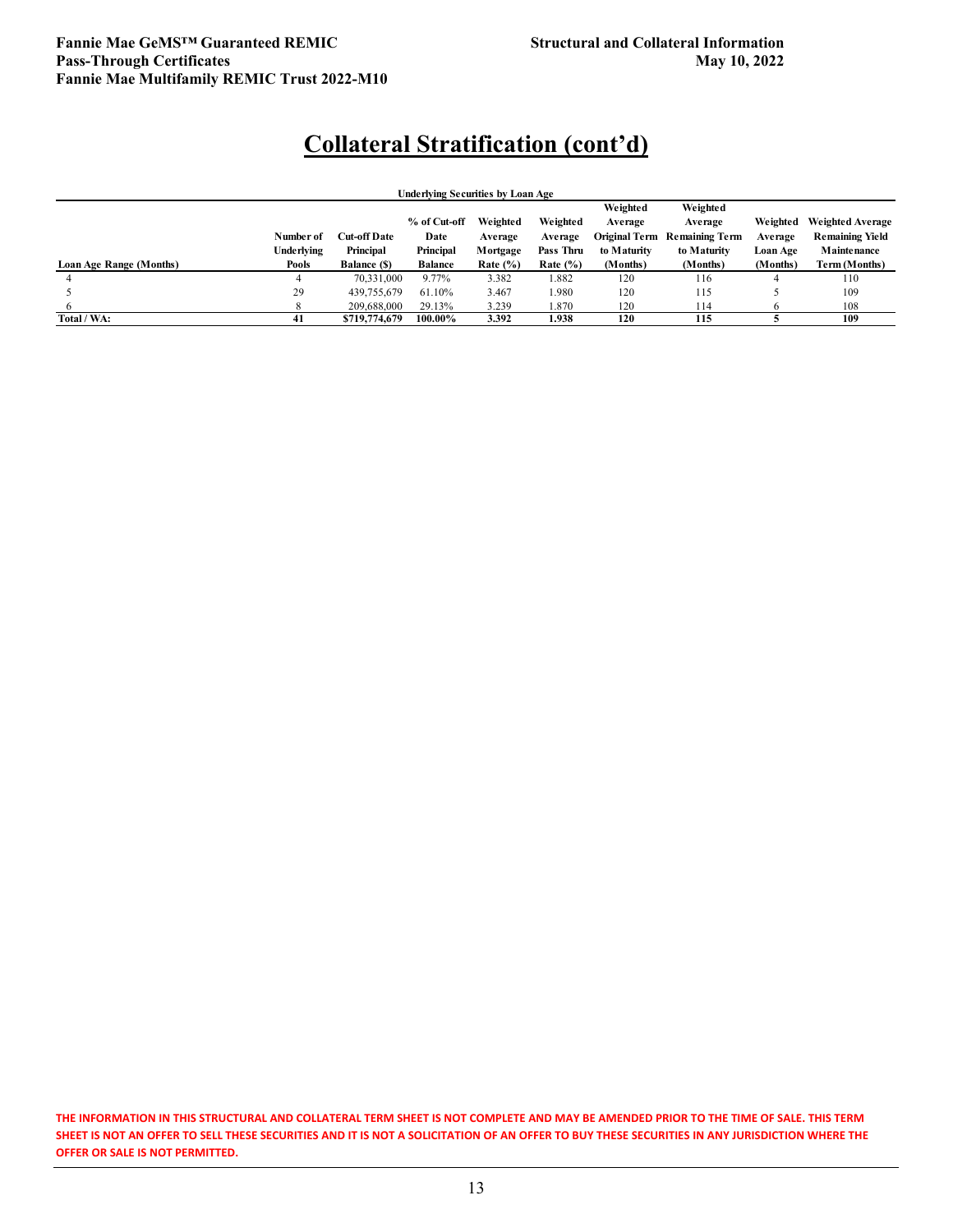# Collateral Stratification (cont'd)

**Underlying Securities by Loan Age**

| Loan Age Range (Months) | Number of Underlying Pools | Cut-off Date Principal Balance ($) | % of Cut-off Date Principal Balance | Weighted Average Mortgage Rate (%) | Weighted Average Pass Thru Rate (%) | Weighted Average Original Term to Maturity (Months) | Weighted Average Remaining Term to Maturity (Months) | Weighted Average Loan Age (Months) | Weighted Average Remaining Yield Maintenance Term (Months) |
|---|---|---|---|---|---|---|---|---|---|
| 4 | 4 | 70,331,000 | 9.77% | 3.382 | 1.882 | 120 | 116 | 4 | 110 |
| 5 | 29 | 439,755,679 | 61.10% | 3.467 | 1.980 | 120 | 115 | 5 | 109 |
| 6 | 8 | 209,688,000 | 29.13% | 3.239 | 1.870 | 120 | 114 | 6 | 108 |
| **Total / WA:** | **41** | **$719,774,679** | **100.00%** | **3.392** | **1.938** | **120** | **115** | **5** | **109** |

**THE INFORMATION IN THIS STRUCTURAL AND COLLATERAL TERM SHEET IS NOT COMPLETE AND MAY BE AMENDED PRIOR TO THE TIME OF SALE. THIS TERM SHEET IS NOT AN OFFER TO SELL THESE SECURITIES AND IT IS NOT A SOLICITATION OF AN OFFER TO BUY THESE SECURITIES IN ANY JURISDICTION WHERE THE OFFER OR SALE IS NOT PERMITTED.**